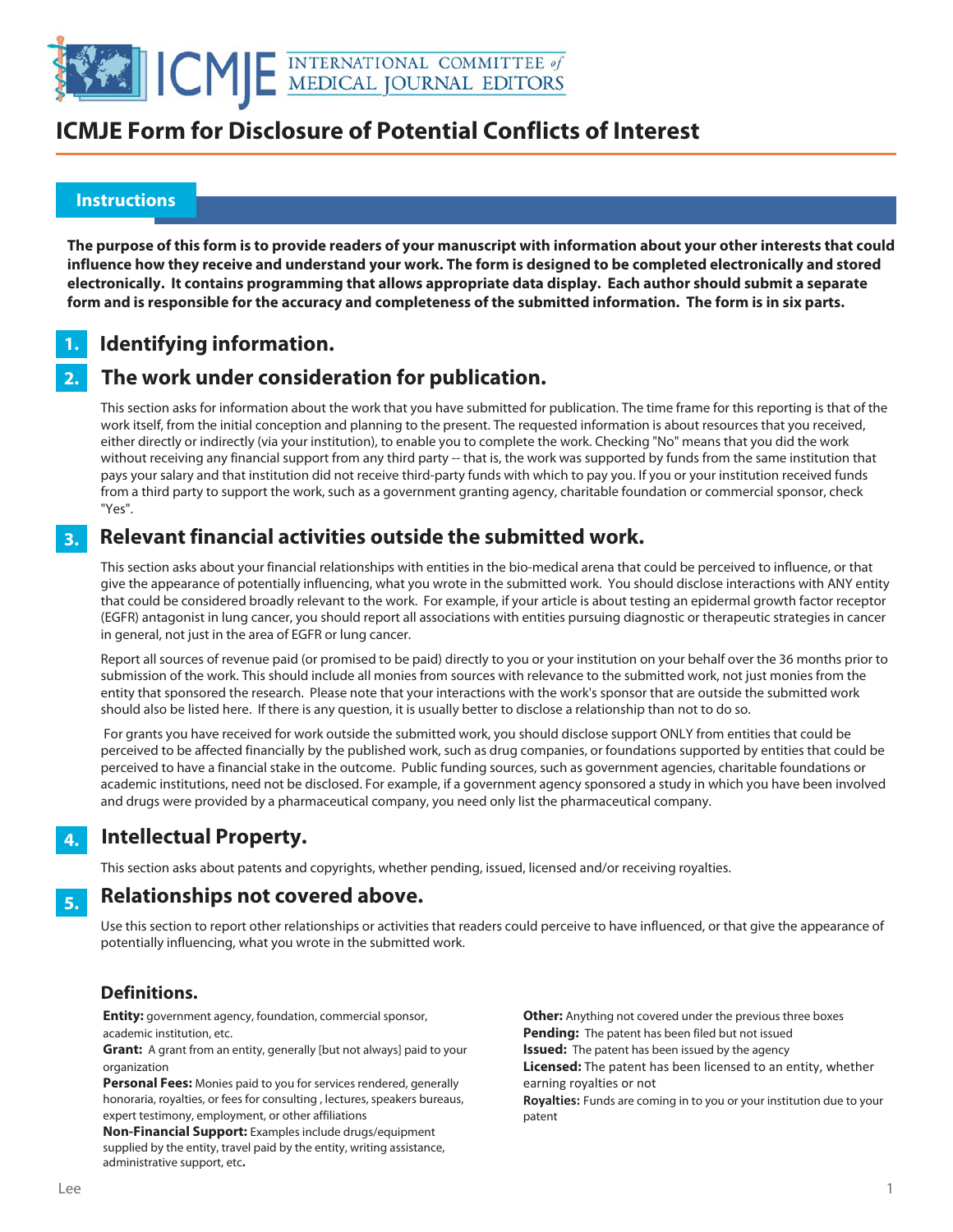# ICMJE Form for Disclosure of Potential Conflicts of Interest

## Instructions

**The purpose of this form is to provide readers of your manuscript with information about your other interests that could influence how they receive and understand your work. The form is designed to be completed electronically and stored electronically. It contains programming that allows appropriate data display. Each author should submit a separate form and is responsible for the accuracy and completeness of the submitted information. The form is in six parts.**

## 1. Identifying information.

## 2. The work under consideration for publication.

This section asks for information about the work that you have submitted for publication. The time frame for this reporting is that of the work itself, from the initial conception and planning to the present. The requested information is about resources that you received, either directly or indirectly (via your institution), to enable you to complete the work. Checking "No" means that you did the work without receiving any financial support from any third party -- that is, the work was supported by funds from the same institution that pays your salary and that institution did not receive third-party funds with which to pay you. If you or your institution received funds from a third party to support the work, such as a government granting agency, charitable foundation or commercial sponsor, check "Yes".

## 3. Relevant financial activities outside the submitted work.

This section asks about your financial relationships with entities in the bio-medical arena that could be perceived to influence, or that give the appearance of potentially influencing, what you wrote in the submitted work. You should disclose interactions with ANY entity that could be considered broadly relevant to the work. For example, if your article is about testing an epidermal growth factor receptor (EGFR) antagonist in lung cancer, you should report all associations with entities pursuing diagnostic or therapeutic strategies in cancer in general, not just in the area of EGFR or lung cancer.

Report all sources of revenue paid (or promised to be paid) directly to you or your institution on your behalf over the 36 months prior to submission of the work. This should include all monies from sources with relevance to the submitted work, not just monies from the entity that sponsored the research. Please note that your interactions with the work's sponsor that are outside the submitted work should also be listed here. If there is any question, it is usually better to disclose a relationship than not to do so.

For grants you have received for work outside the submitted work, you should disclose support ONLY from entities that could be perceived to be affected financially by the published work, such as drug companies, or foundations supported by entities that could be perceived to have a financial stake in the outcome. Public funding sources, such as government agencies, charitable foundations or academic institutions, need not be disclosed. For example, if a government agency sponsored a study in which you have been involved and drugs were provided by a pharmaceutical company, you need only list the pharmaceutical company.

## 4. Intellectual Property.

This section asks about patents and copyrights, whether pending, issued, licensed and/or receiving royalties.

## 5. Relationships not covered above.

Use this section to report other relationships or activities that readers could perceive to have influenced, or that give the appearance of potentially influencing, what you wrote in the submitted work.

### Definitions.

**Entity:** government agency, foundation, commercial sponsor, academic institution, etc.

**Grant:** A grant from an entity, generally [but not always] paid to your organization

**Personal Fees:** Monies paid to you for services rendered, generally honoraria, royalties, or fees for consulting , lectures, speakers bureaus, expert testimony, employment, or other affiliations

**Non-Financial Support:** Examples include drugs/equipment supplied by the entity, travel paid by the entity, writing assistance, administrative support, etc**.**

**Other:** Anything not covered under the previous three boxes

**Pending:** The patent has been filed but not issued

**Issued:** The patent has been issued by the agency

**Licensed:** The patent has been licensed to an entity, whether earning royalties or not

**Royalties:** Funds are coming in to you or your institution due to your patent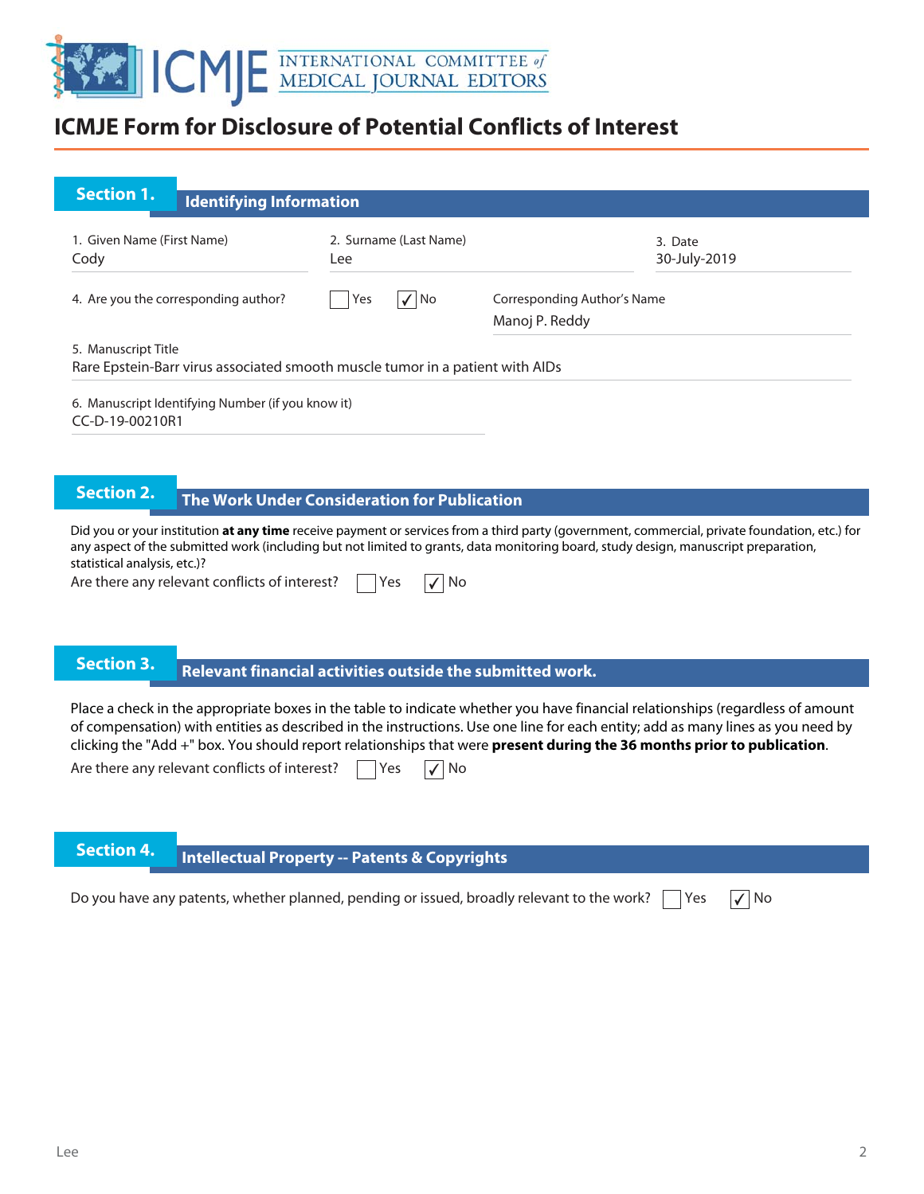# ICMJE Form for Disclosure of Potential Conflicts of Interest

## Section 1. Identifying Information

1. Given Name (First Name)
Cody

2. Surname (Last Name)
Lee

3. Date
30-July-2019

4. Are you the corresponding author? ☐ Yes ☑ No

Corresponding Author's Name
Manoj P. Reddy

5. Manuscript Title
Rare Epstein-Barr virus associated smooth muscle tumor in a patient with AIDs

6. Manuscript Identifying Number (if you know it)
CC-D-19-00210R1

## Section 2. The Work Under Consideration for Publication

Did you or your institution **at any time** receive payment or services from a third party (government, commercial, private foundation, etc.) for any aspect of the submitted work (including but not limited to grants, data monitoring board, study design, manuscript preparation, statistical analysis, etc.)?

Are there any relevant conflicts of interest? ☐ Yes ☑ No

## Section 3. Relevant financial activities outside the submitted work.

Place a check in the appropriate boxes in the table to indicate whether you have financial relationships (regardless of amount of compensation) with entities as described in the instructions. Use one line for each entity; add as many lines as you need by clicking the "Add +" box. You should report relationships that were **present during the 36 months prior to publication**.

Are there any relevant conflicts of interest? ☐ Yes ☑ No

## Section 4. Intellectual Property -- Patents & Copyrights

Do you have any patents, whether planned, pending or issued, broadly relevant to the work? ☐ Yes ☑ No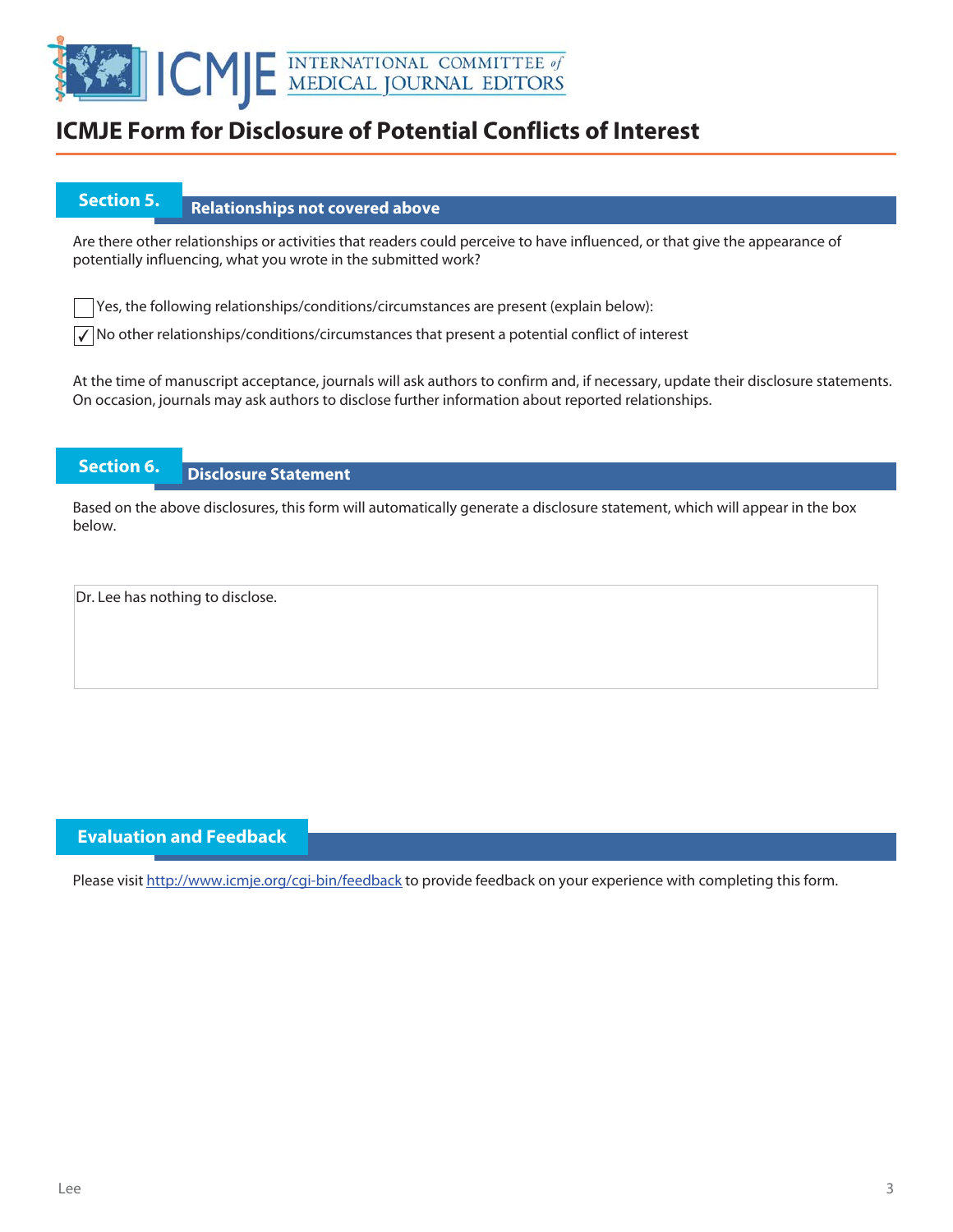# ICMJE Form for Disclosure of Potential Conflicts of Interest

## Section 5. Relationships not covered above

Are there other relationships or activities that readers could perceive to have influenced, or that give the appearance of potentially influencing, what you wrote in the submitted work?

☐ Yes, the following relationships/conditions/circumstances are present (explain below):

☑ No other relationships/conditions/circumstances that present a potential conflict of interest

At the time of manuscript acceptance, journals will ask authors to confirm and, if necessary, update their disclosure statements. On occasion, journals may ask authors to disclose further information about reported relationships.

## Section 6. Disclosure Statement

Based on the above disclosures, this form will automatically generate a disclosure statement, which will appear in the box below.

Dr. Lee has nothing to disclose.

## Evaluation and Feedback

Please visit http://www.icmje.org/cgi-bin/feedback to provide feedback on your experience with completing this form.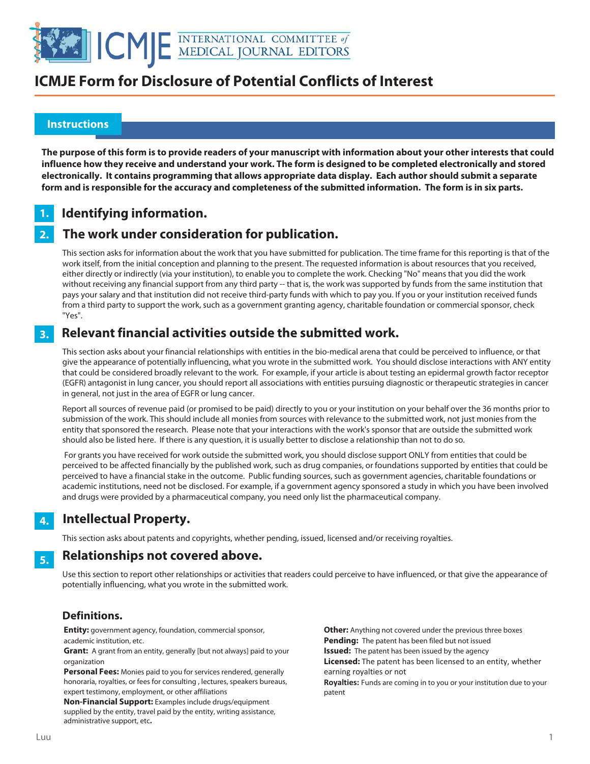# ICMJE Form for Disclosure of Potential Conflicts of Interest

## Instructions

**The purpose of this form is to provide readers of your manuscript with information about your other interests that could influence how they receive and understand your work. The form is designed to be completed electronically and stored electronically. It contains programming that allows appropriate data display. Each author should submit a separate form and is responsible for the accuracy and completeness of the submitted information. The form is in six parts.**

### 1. Identifying information.

### 2. The work under consideration for publication.

This section asks for information about the work that you have submitted for publication. The time frame for this reporting is that of the work itself, from the initial conception and planning to the present. The requested information is about resources that you received, either directly or indirectly (via your institution), to enable you to complete the work. Checking "No" means that you did the work without receiving any financial support from any third party -- that is, the work was supported by funds from the same institution that pays your salary and that institution did not receive third-party funds with which to pay you. If you or your institution received funds from a third party to support the work, such as a government granting agency, charitable foundation or commercial sponsor, check "Yes".

### 3. Relevant financial activities outside the submitted work.

This section asks about your financial relationships with entities in the bio-medical arena that could be perceived to influence, or that give the appearance of potentially influencing, what you wrote in the submitted work. You should disclose interactions with ANY entity that could be considered broadly relevant to the work. For example, if your article is about testing an epidermal growth factor receptor (EGFR) antagonist in lung cancer, you should report all associations with entities pursuing diagnostic or therapeutic strategies in cancer in general, not just in the area of EGFR or lung cancer.

Report all sources of revenue paid (or promised to be paid) directly to you or your institution on your behalf over the 36 months prior to submission of the work. This should include all monies from sources with relevance to the submitted work, not just monies from the entity that sponsored the research. Please note that your interactions with the work's sponsor that are outside the submitted work should also be listed here. If there is any question, it is usually better to disclose a relationship than not to do so.

For grants you have received for work outside the submitted work, you should disclose support ONLY from entities that could be perceived to be affected financially by the published work, such as drug companies, or foundations supported by entities that could be perceived to have a financial stake in the outcome. Public funding sources, such as government agencies, charitable foundations or academic institutions, need not be disclosed. For example, if a government agency sponsored a study in which you have been involved and drugs were provided by a pharmaceutical company, you need only list the pharmaceutical company.

### 4. Intellectual Property.

This section asks about patents and copyrights, whether pending, issued, licensed and/or receiving royalties.

### 5. Relationships not covered above.

Use this section to report other relationships or activities that readers could perceive to have influenced, or that give the appearance of potentially influencing, what you wrote in the submitted work.

### Definitions.

**Entity:** government agency, foundation, commercial sponsor, academic institution, etc.

**Grant:** A grant from an entity, generally [but not always] paid to your organization

**Personal Fees:** Monies paid to you for services rendered, generally honoraria, royalties, or fees for consulting , lectures, speakers bureaus, expert testimony, employment, or other affiliations

**Non-Financial Support:** Examples include drugs/equipment supplied by the entity, travel paid by the entity, writing assistance, administrative support, etc**.**

**Other:** Anything not covered under the previous three boxes

**Pending:** The patent has been filed but not issued

**Issued:** The patent has been issued by the agency

**Licensed:** The patent has been licensed to an entity, whether earning royalties or not

**Royalties:** Funds are coming in to you or your institution due to your patent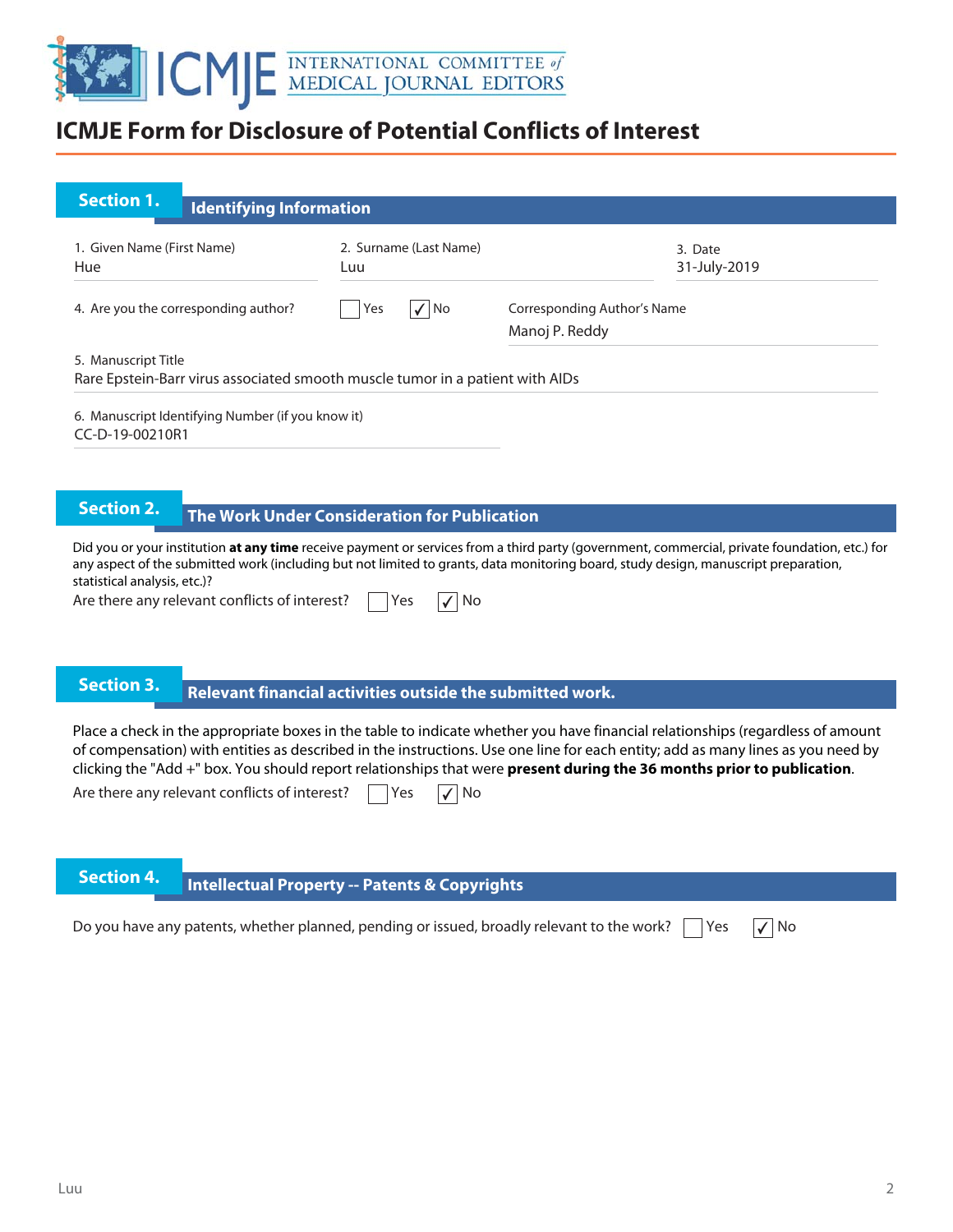# ICMJE Form for Disclosure of Potential Conflicts of Interest

## Section 1. Identifying Information

1. Given Name (First Name)
Hue

2. Surname (Last Name)
Luu

3. Date
31-July-2019

4. Are you the corresponding author? ☐ Yes ☑ No

Corresponding Author's Name
Manoj P. Reddy

5. Manuscript Title
Rare Epstein-Barr virus associated smooth muscle tumor in a patient with AIDs

6. Manuscript Identifying Number (if you know it)
CC-D-19-00210R1

## Section 2. The Work Under Consideration for Publication

Did you or your institution **at any time** receive payment or services from a third party (government, commercial, private foundation, etc.) for any aspect of the submitted work (including but not limited to grants, data monitoring board, study design, manuscript preparation, statistical analysis, etc.)?

Are there any relevant conflicts of interest? ☐ Yes ☑ No

## Section 3. Relevant financial activities outside the submitted work.

Place a check in the appropriate boxes in the table to indicate whether you have financial relationships (regardless of amount of compensation) with entities as described in the instructions. Use one line for each entity; add as many lines as you need by clicking the "Add +" box. You should report relationships that were **present during the 36 months prior to publication**.

Are there any relevant conflicts of interest? ☐ Yes ☑ No

## Section 4. Intellectual Property -- Patents & Copyrights

Do you have any patents, whether planned, pending or issued, broadly relevant to the work? ☐ Yes ☑ No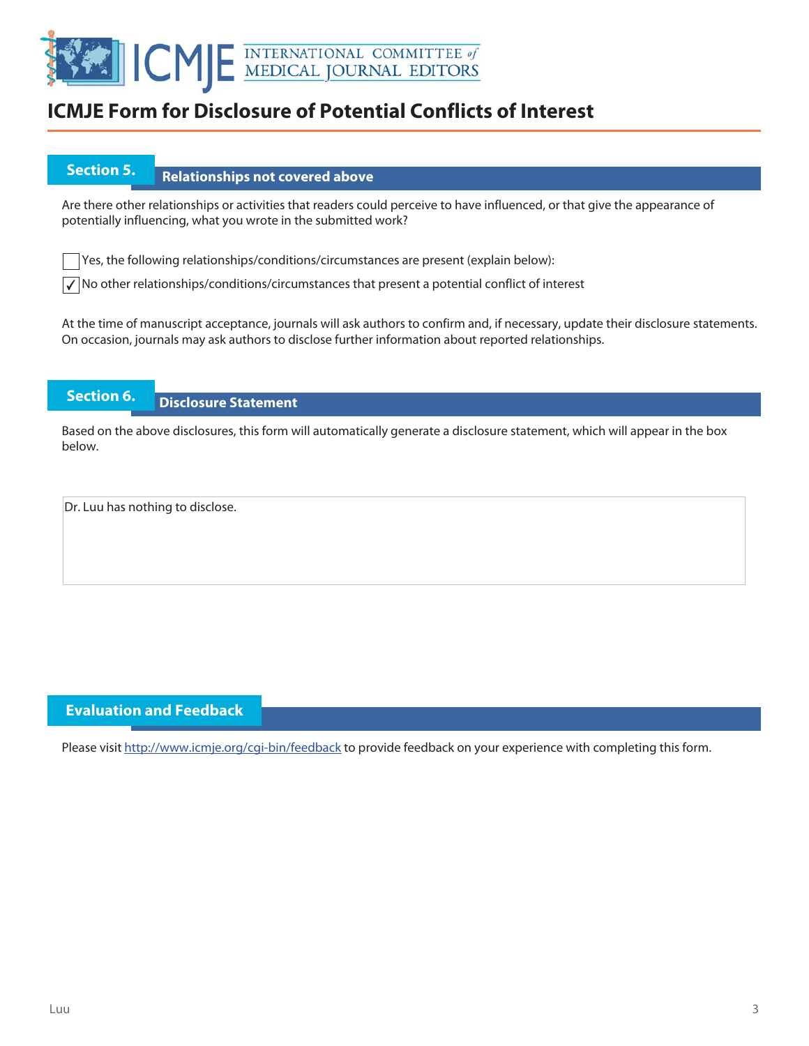# ICMJE Form for Disclosure of Potential Conflicts of Interest

## Section 5. Relationships not covered above

Are there other relationships or activities that readers could perceive to have influenced, or that give the appearance of potentially influencing, what you wrote in the submitted work?

- [ ] Yes, the following relationships/conditions/circumstances are present (explain below):
- [x] No other relationships/conditions/circumstances that present a potential conflict of interest

At the time of manuscript acceptance, journals will ask authors to confirm and, if necessary, update their disclosure statements. On occasion, journals may ask authors to disclose further information about reported relationships.

## Section 6. Disclosure Statement

Based on the above disclosures, this form will automatically generate a disclosure statement, which will appear in the box below.

Dr. Luu has nothing to disclose.

## Evaluation and Feedback

Please visit http://www.icmje.org/cgi-bin/feedback to provide feedback on your experience with completing this form.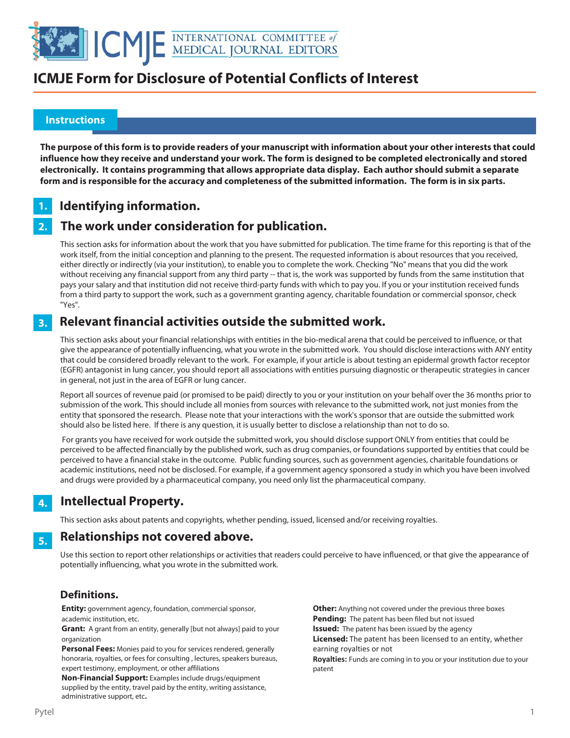# ICMJE Form for Disclosure of Potential Conflicts of Interest

## Instructions

**The purpose of this form is to provide readers of your manuscript with information about your other interests that could influence how they receive and understand your work. The form is designed to be completed electronically and stored electronically. It contains programming that allows appropriate data display. Each author should submit a separate form and is responsible for the accuracy and completeness of the submitted information. The form is in six parts.**

### 1. Identifying information.

### 2. The work under consideration for publication.

This section asks for information about the work that you have submitted for publication. The time frame for this reporting is that of the work itself, from the initial conception and planning to the present. The requested information is about resources that you received, either directly or indirectly (via your institution), to enable you to complete the work. Checking "No" means that you did the work without receiving any financial support from any third party -- that is, the work was supported by funds from the same institution that pays your salary and that institution did not receive third-party funds with which to pay you. If you or your institution received funds from a third party to support the work, such as a government granting agency, charitable foundation or commercial sponsor, check "Yes".

### 3. Relevant financial activities outside the submitted work.

This section asks about your financial relationships with entities in the bio-medical arena that could be perceived to influence, or that give the appearance of potentially influencing, what you wrote in the submitted work. You should disclose interactions with ANY entity that could be considered broadly relevant to the work. For example, if your article is about testing an epidermal growth factor receptor (EGFR) antagonist in lung cancer, you should report all associations with entities pursuing diagnostic or therapeutic strategies in cancer in general, not just in the area of EGFR or lung cancer.

Report all sources of revenue paid (or promised to be paid) directly to you or your institution on your behalf over the 36 months prior to submission of the work. This should include all monies from sources with relevance to the submitted work, not just monies from the entity that sponsored the research. Please note that your interactions with the work's sponsor that are outside the submitted work should also be listed here. If there is any question, it is usually better to disclose a relationship than not to do so.

For grants you have received for work outside the submitted work, you should disclose support ONLY from entities that could be perceived to be affected financially by the published work, such as drug companies, or foundations supported by entities that could be perceived to have a financial stake in the outcome. Public funding sources, such as government agencies, charitable foundations or academic institutions, need not be disclosed. For example, if a government agency sponsored a study in which you have been involved and drugs were provided by a pharmaceutical company, you need only list the pharmaceutical company.

### 4. Intellectual Property.

This section asks about patents and copyrights, whether pending, issued, licensed and/or receiving royalties.

### 5. Relationships not covered above.

Use this section to report other relationships or activities that readers could perceive to have influenced, or that give the appearance of potentially influencing, what you wrote in the submitted work.

### Definitions.

**Entity:** government agency, foundation, commercial sponsor, academic institution, etc.

**Grant:** A grant from an entity, generally [but not always] paid to your organization

**Personal Fees:** Monies paid to you for services rendered, generally honoraria, royalties, or fees for consulting , lectures, speakers bureaus, expert testimony, employment, or other affiliations

**Non-Financial Support:** Examples include drugs/equipment supplied by the entity, travel paid by the entity, writing assistance, administrative support, etc**.**

**Other:** Anything not covered under the previous three boxes

**Pending:** The patent has been filed but not issued

**Issued:** The patent has been issued by the agency

**Licensed:** The patent has been licensed to an entity, whether earning royalties or not

**Royalties:** Funds are coming in to you or your institution due to your patent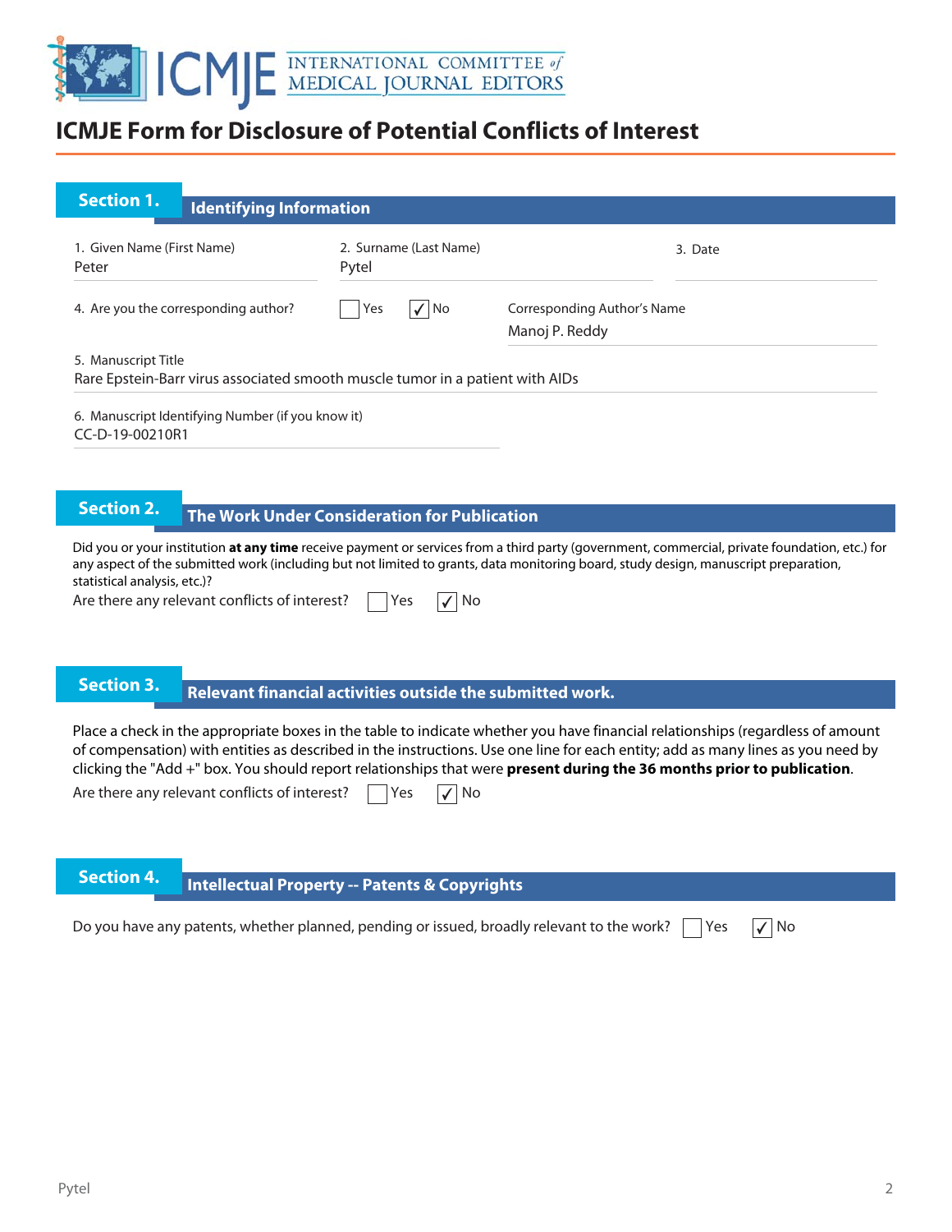# ICMJE Form for Disclosure of Potential Conflicts of Interest

## Section 1. Identifying Information

1. Given Name (First Name)
Peter

2. Surname (Last Name)
Pytel

3. Date

4. Are you the corresponding author? ☐ Yes ☑ No

Corresponding Author's Name
Manoj P. Reddy

5. Manuscript Title
Rare Epstein-Barr virus associated smooth muscle tumor in a patient with AIDs

6. Manuscript Identifying Number (if you know it)
CC-D-19-00210R1

## Section 2. The Work Under Consideration for Publication

Did you or your institution **at any time** receive payment or services from a third party (government, commercial, private foundation, etc.) for any aspect of the submitted work (including but not limited to grants, data monitoring board, study design, manuscript preparation, statistical analysis, etc.)?

Are there any relevant conflicts of interest? ☐ Yes ☑ No

## Section 3. Relevant financial activities outside the submitted work.

Place a check in the appropriate boxes in the table to indicate whether you have financial relationships (regardless of amount of compensation) with entities as described in the instructions. Use one line for each entity; add as many lines as you need by clicking the "Add +" box. You should report relationships that were **present during the 36 months prior to publication**.

Are there any relevant conflicts of interest? ☐ Yes ☑ No

## Section 4. Intellectual Property -- Patents & Copyrights

Do you have any patents, whether planned, pending or issued, broadly relevant to the work? ☐ Yes ☑ No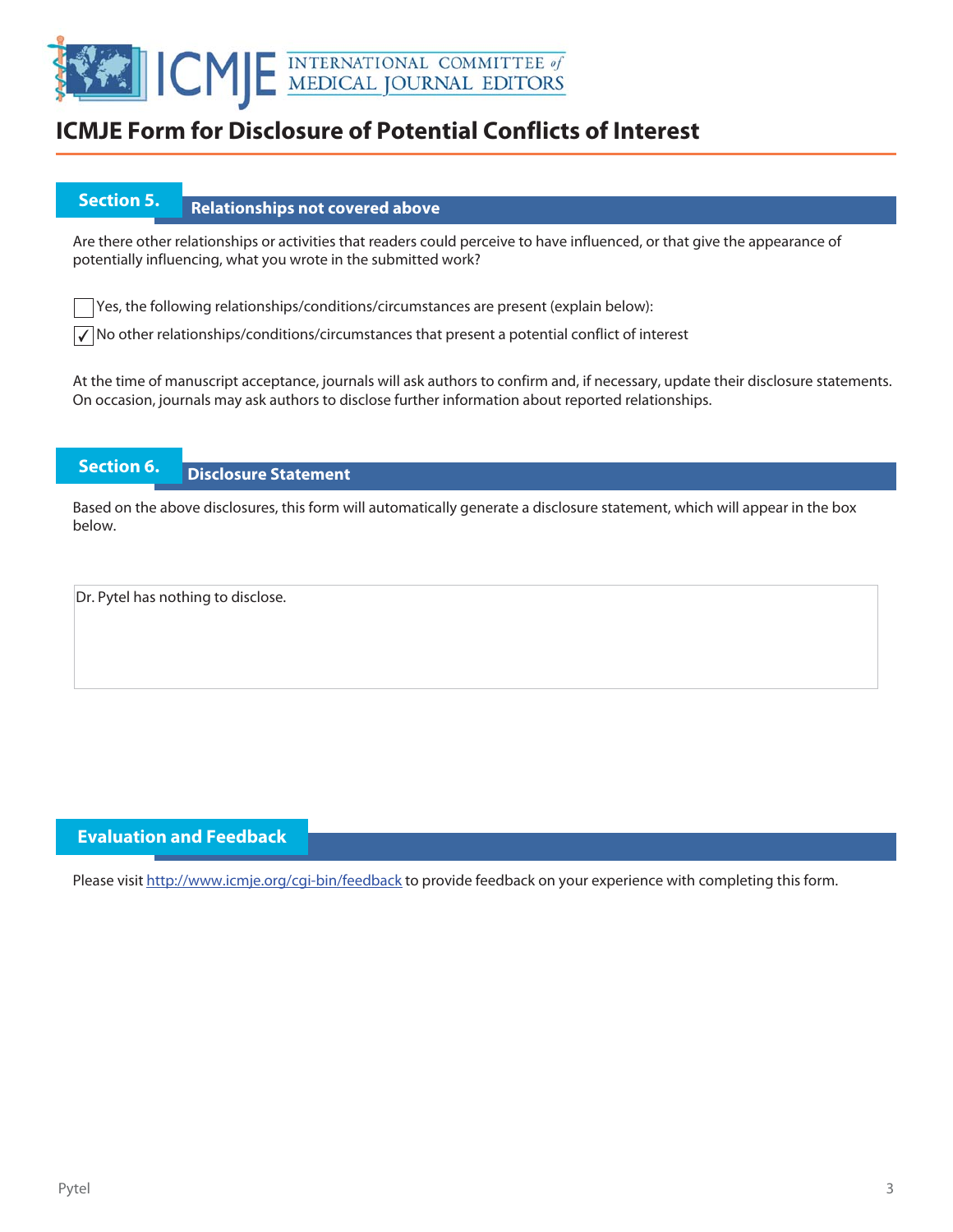# ICMJE Form for Disclosure of Potential Conflicts of Interest

## Section 5. Relationships not covered above

Are there other relationships or activities that readers could perceive to have influenced, or that give the appearance of potentially influencing, what you wrote in the submitted work?

☐ Yes, the following relationships/conditions/circumstances are present (explain below):

☑ No other relationships/conditions/circumstances that present a potential conflict of interest

At the time of manuscript acceptance, journals will ask authors to confirm and, if necessary, update their disclosure statements. On occasion, journals may ask authors to disclose further information about reported relationships.

## Section 6. Disclosure Statement

Based on the above disclosures, this form will automatically generate a disclosure statement, which will appear in the box below.

Dr. Pytel has nothing to disclose.

## Evaluation and Feedback

Please visit http://www.icmje.org/cgi-bin/feedback to provide feedback on your experience with completing this form.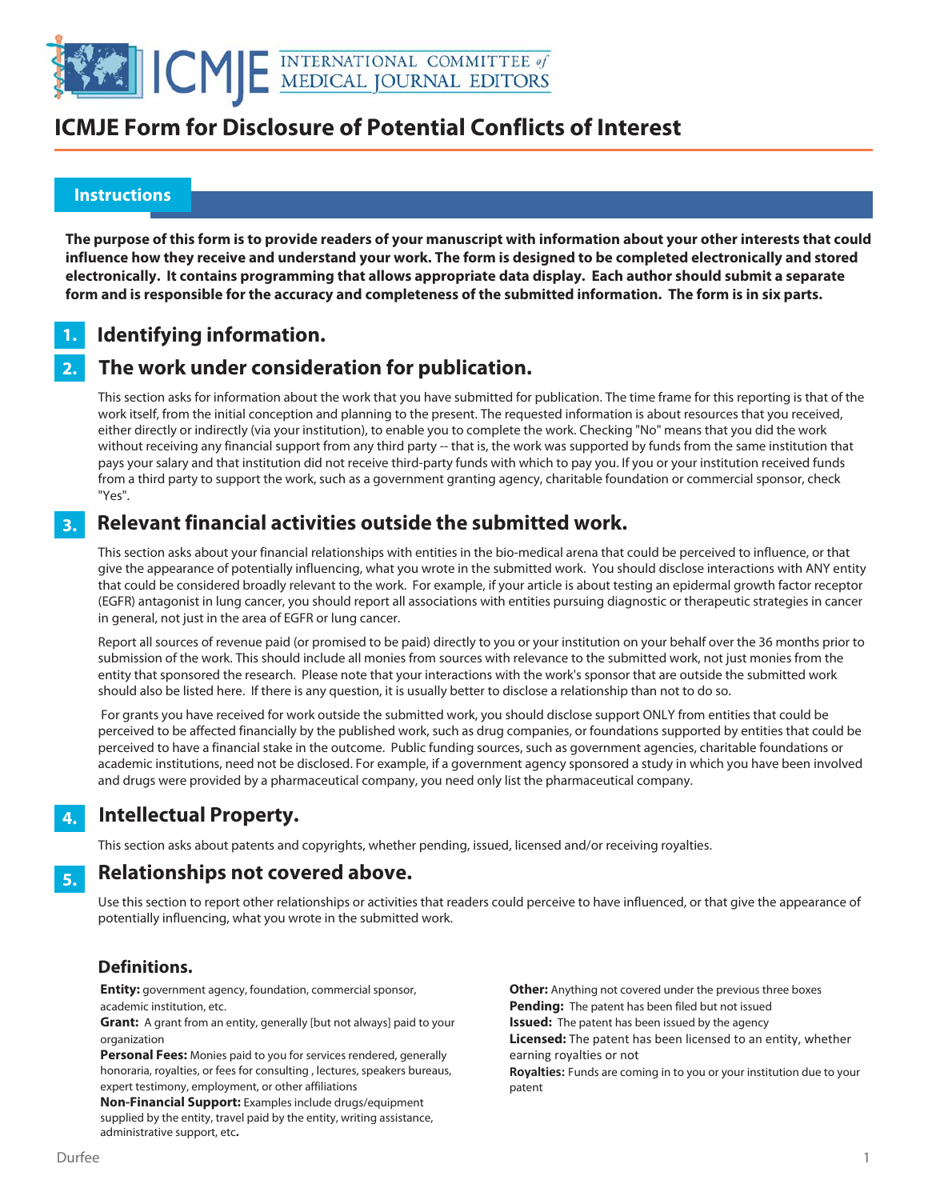# ICMJE Form for Disclosure of Potential Conflicts of Interest

## Instructions

**The purpose of this form is to provide readers of your manuscript with information about your other interests that could influence how they receive and understand your work. The form is designed to be completed electronically and stored electronically. It contains programming that allows appropriate data display. Each author should submit a separate form and is responsible for the accuracy and completeness of the submitted information. The form is in six parts.**

### 1. Identifying information.

### 2. The work under consideration for publication.

This section asks for information about the work that you have submitted for publication. The time frame for this reporting is that of the work itself, from the initial conception and planning to the present. The requested information is about resources that you received, either directly or indirectly (via your institution), to enable you to complete the work. Checking "No" means that you did the work without receiving any financial support from any third party -- that is, the work was supported by funds from the same institution that pays your salary and that institution did not receive third-party funds with which to pay you. If you or your institution received funds from a third party to support the work, such as a government granting agency, charitable foundation or commercial sponsor, check "Yes".

### 3. Relevant financial activities outside the submitted work.

This section asks about your financial relationships with entities in the bio-medical arena that could be perceived to influence, or that give the appearance of potentially influencing, what you wrote in the submitted work. You should disclose interactions with ANY entity that could be considered broadly relevant to the work. For example, if your article is about testing an epidermal growth factor receptor (EGFR) antagonist in lung cancer, you should report all associations with entities pursuing diagnostic or therapeutic strategies in cancer in general, not just in the area of EGFR or lung cancer.

Report all sources of revenue paid (or promised to be paid) directly to you or your institution on your behalf over the 36 months prior to submission of the work. This should include all monies from sources with relevance to the submitted work, not just monies from the entity that sponsored the research. Please note that your interactions with the work's sponsor that are outside the submitted work should also be listed here. If there is any question, it is usually better to disclose a relationship than not to do so.

For grants you have received for work outside the submitted work, you should disclose support ONLY from entities that could be perceived to be affected financially by the published work, such as drug companies, or foundations supported by entities that could be perceived to have a financial stake in the outcome. Public funding sources, such as government agencies, charitable foundations or academic institutions, need not be disclosed. For example, if a government agency sponsored a study in which you have been involved and drugs were provided by a pharmaceutical company, you need only list the pharmaceutical company.

### 4. Intellectual Property.

This section asks about patents and copyrights, whether pending, issued, licensed and/or receiving royalties.

### 5. Relationships not covered above.

Use this section to report other relationships or activities that readers could perceive to have influenced, or that give the appearance of potentially influencing, what you wrote in the submitted work.

### Definitions.

**Entity:** government agency, foundation, commercial sponsor, academic institution, etc.

**Grant:** A grant from an entity, generally [but not always] paid to your organization

**Personal Fees:** Monies paid to you for services rendered, generally honoraria, royalties, or fees for consulting , lectures, speakers bureaus, expert testimony, employment, or other affiliations

**Non-Financial Support:** Examples include drugs/equipment supplied by the entity, travel paid by the entity, writing assistance, administrative support, etc**.**

**Other:** Anything not covered under the previous three boxes

**Pending:** The patent has been filed but not issued

**Issued:** The patent has been issued by the agency

**Licensed:** The patent has been licensed to an entity, whether earning royalties or not

**Royalties:** Funds are coming in to you or your institution due to your patent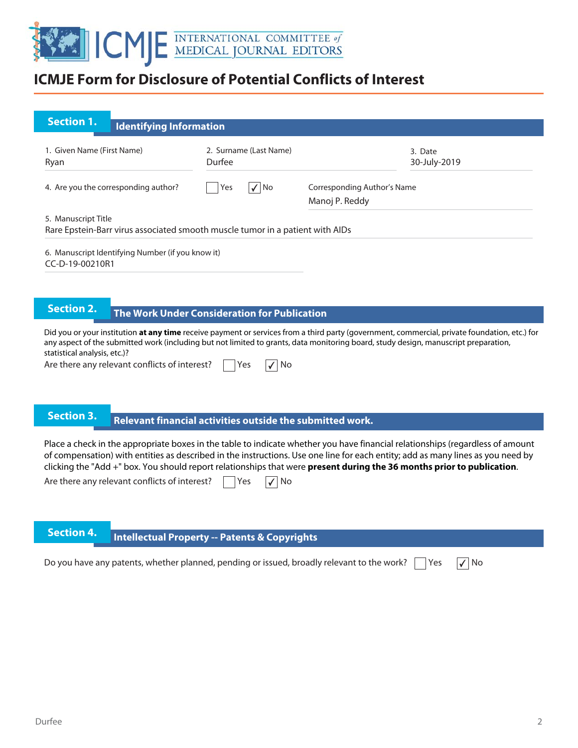# ICMJE Form for Disclosure of Potential Conflicts of Interest

## Section 1. Identifying Information

1. Given Name (First Name)
Ryan

2. Surname (Last Name)
Durfee

3. Date
30-July-2019

4. Are you the corresponding author? ☐ Yes ☑ No

Corresponding Author's Name
Manoj P. Reddy

5. Manuscript Title
Rare Epstein-Barr virus associated smooth muscle tumor in a patient with AIDs

6. Manuscript Identifying Number (if you know it)
CC-D-19-00210R1

## Section 2. The Work Under Consideration for Publication

Did you or your institution **at any time** receive payment or services from a third party (government, commercial, private foundation, etc.) for any aspect of the submitted work (including but not limited to grants, data monitoring board, study design, manuscript preparation, statistical analysis, etc.)?

Are there any relevant conflicts of interest? ☐ Yes ☑ No

## Section 3. Relevant financial activities outside the submitted work.

Place a check in the appropriate boxes in the table to indicate whether you have financial relationships (regardless of amount of compensation) with entities as described in the instructions. Use one line for each entity; add as many lines as you need by clicking the "Add +" box. You should report relationships that were **present during the 36 months prior to publication**.

Are there any relevant conflicts of interest? ☐ Yes ☑ No

## Section 4. Intellectual Property -- Patents & Copyrights

Do you have any patents, whether planned, pending or issued, broadly relevant to the work? ☐ Yes ☑ No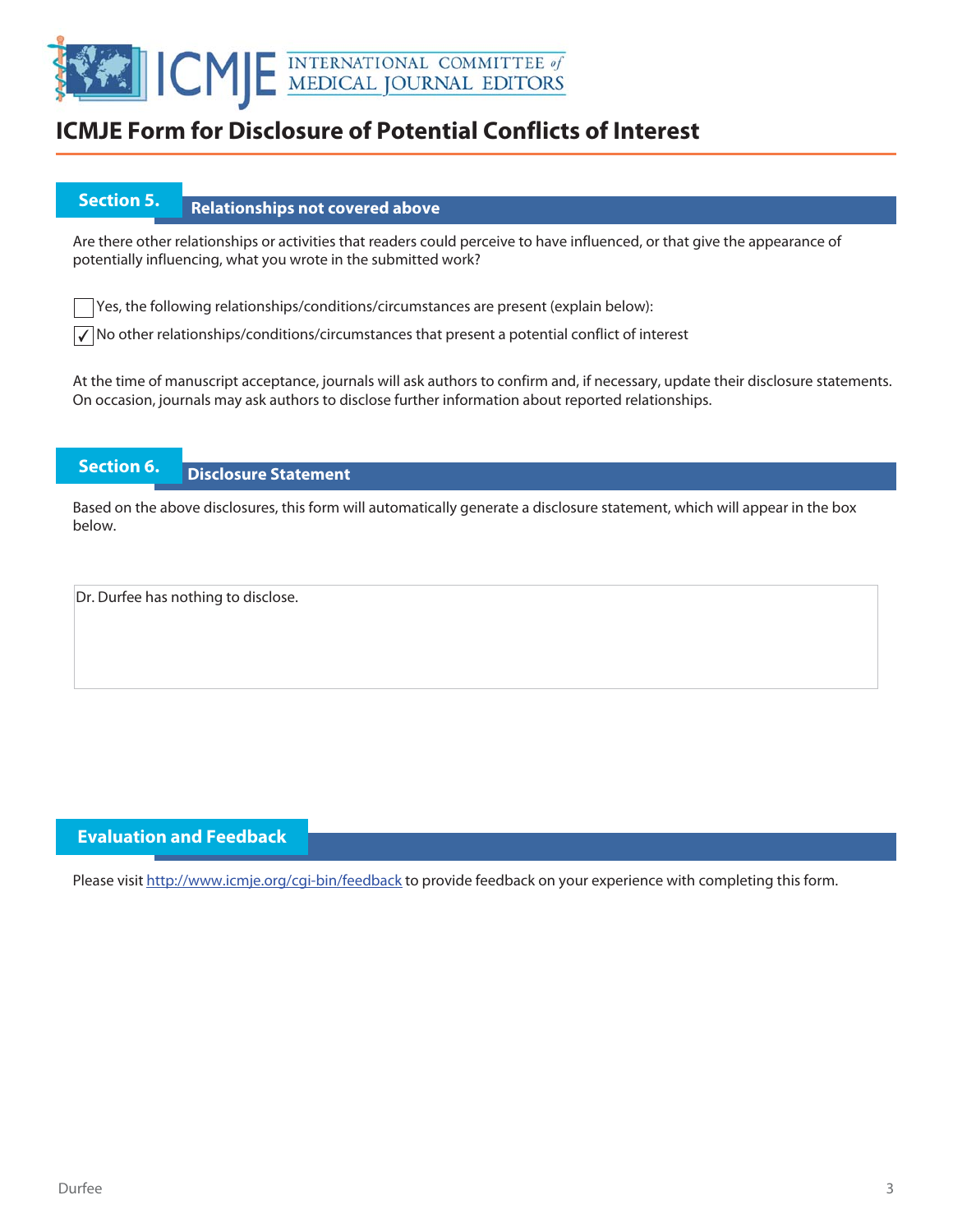# ICMJE Form for Disclosure of Potential Conflicts of Interest

## Section 5. Relationships not covered above

Are there other relationships or activities that readers could perceive to have influenced, or that give the appearance of potentially influencing, what you wrote in the submitted work?

☐ Yes, the following relationships/conditions/circumstances are present (explain below):

☑ No other relationships/conditions/circumstances that present a potential conflict of interest

At the time of manuscript acceptance, journals will ask authors to confirm and, if necessary, update their disclosure statements. On occasion, journals may ask authors to disclose further information about reported relationships.

## Section 6. Disclosure Statement

Based on the above disclosures, this form will automatically generate a disclosure statement, which will appear in the box below.

Dr. Durfee has nothing to disclose.

## Evaluation and Feedback

Please visit http://www.icmje.org/cgi-bin/feedback to provide feedback on your experience with completing this form.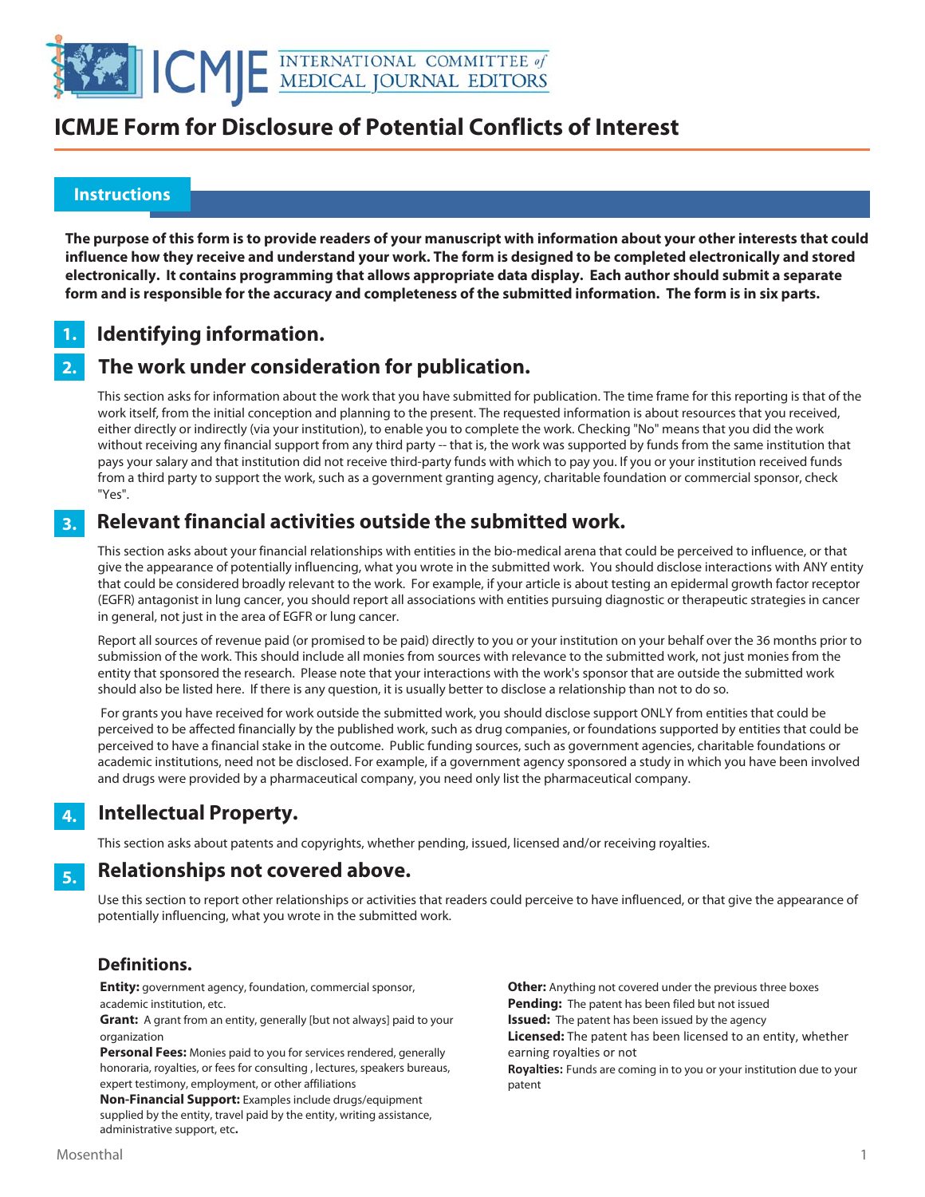# ICMJE Form for Disclosure of Potential Conflicts of Interest

## Instructions

**The purpose of this form is to provide readers of your manuscript with information about your other interests that could influence how they receive and understand your work. The form is designed to be completed electronically and stored electronically. It contains programming that allows appropriate data display. Each author should submit a separate form and is responsible for the accuracy and completeness of the submitted information. The form is in six parts.**

## 1. Identifying information.

## 2. The work under consideration for publication.

This section asks for information about the work that you have submitted for publication. The time frame for this reporting is that of the work itself, from the initial conception and planning to the present. The requested information is about resources that you received, either directly or indirectly (via your institution), to enable you to complete the work. Checking "No" means that you did the work without receiving any financial support from any third party -- that is, the work was supported by funds from the same institution that pays your salary and that institution did not receive third-party funds with which to pay you. If you or your institution received funds from a third party to support the work, such as a government granting agency, charitable foundation or commercial sponsor, check "Yes".

## 3. Relevant financial activities outside the submitted work.

This section asks about your financial relationships with entities in the bio-medical arena that could be perceived to influence, or that give the appearance of potentially influencing, what you wrote in the submitted work. You should disclose interactions with ANY entity that could be considered broadly relevant to the work. For example, if your article is about testing an epidermal growth factor receptor (EGFR) antagonist in lung cancer, you should report all associations with entities pursuing diagnostic or therapeutic strategies in cancer in general, not just in the area of EGFR or lung cancer.

Report all sources of revenue paid (or promised to be paid) directly to you or your institution on your behalf over the 36 months prior to submission of the work. This should include all monies from sources with relevance to the submitted work, not just monies from the entity that sponsored the research. Please note that your interactions with the work's sponsor that are outside the submitted work should also be listed here. If there is any question, it is usually better to disclose a relationship than not to do so.

For grants you have received for work outside the submitted work, you should disclose support ONLY from entities that could be perceived to be affected financially by the published work, such as drug companies, or foundations supported by entities that could be perceived to have a financial stake in the outcome. Public funding sources, such as government agencies, charitable foundations or academic institutions, need not be disclosed. For example, if a government agency sponsored a study in which you have been involved and drugs were provided by a pharmaceutical company, you need only list the pharmaceutical company.

## 4. Intellectual Property.

This section asks about patents and copyrights, whether pending, issued, licensed and/or receiving royalties.

## 5. Relationships not covered above.

Use this section to report other relationships or activities that readers could perceive to have influenced, or that give the appearance of potentially influencing, what you wrote in the submitted work.

### Definitions.

**Entity:** government agency, foundation, commercial sponsor, academic institution, etc.

**Grant:** A grant from an entity, generally [but not always] paid to your organization

**Personal Fees:** Monies paid to you for services rendered, generally honoraria, royalties, or fees for consulting , lectures, speakers bureaus, expert testimony, employment, or other affiliations

**Non-Financial Support:** Examples include drugs/equipment supplied by the entity, travel paid by the entity, writing assistance, administrative support, etc**.**

**Other:** Anything not covered under the previous three boxes

**Pending:** The patent has been filed but not issued

**Issued:** The patent has been issued by the agency

**Licensed:** The patent has been licensed to an entity, whether earning royalties or not

**Royalties:** Funds are coming in to you or your institution due to your patent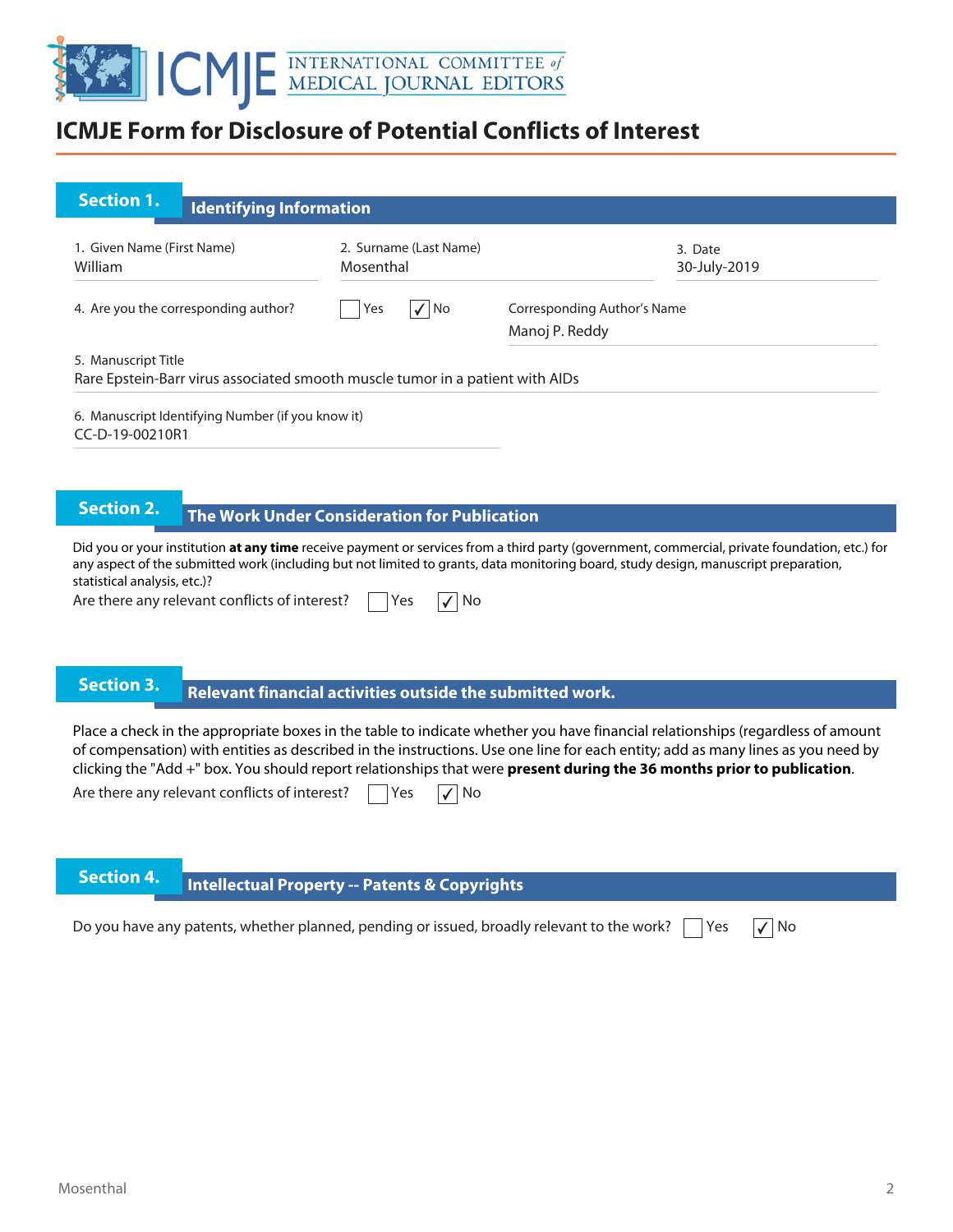# ICMJE Form for Disclosure of Potential Conflicts of Interest

## Section 1. Identifying Information

1. Given Name (First Name)
William

2. Surname (Last Name)
Mosenthal

3. Date
30-July-2019

4. Are you the corresponding author? ☐ Yes ☑ No

Corresponding Author's Name
Manoj P. Reddy

5. Manuscript Title
Rare Epstein-Barr virus associated smooth muscle tumor in a patient with AIDs

6. Manuscript Identifying Number (if you know it)
CC-D-19-00210R1

## Section 2. The Work Under Consideration for Publication

Did you or your institution **at any time** receive payment or services from a third party (government, commercial, private foundation, etc.) for any aspect of the submitted work (including but not limited to grants, data monitoring board, study design, manuscript preparation, statistical analysis, etc.)?

Are there any relevant conflicts of interest? ☐ Yes ☑ No

## Section 3. Relevant financial activities outside the submitted work.

Place a check in the appropriate boxes in the table to indicate whether you have financial relationships (regardless of amount of compensation) with entities as described in the instructions. Use one line for each entity; add as many lines as you need by clicking the "Add +" box. You should report relationships that were **present during the 36 months prior to publication**.

Are there any relevant conflicts of interest? ☐ Yes ☑ No

## Section 4. Intellectual Property -- Patents & Copyrights

Do you have any patents, whether planned, pending or issued, broadly relevant to the work? ☐ Yes ☑ No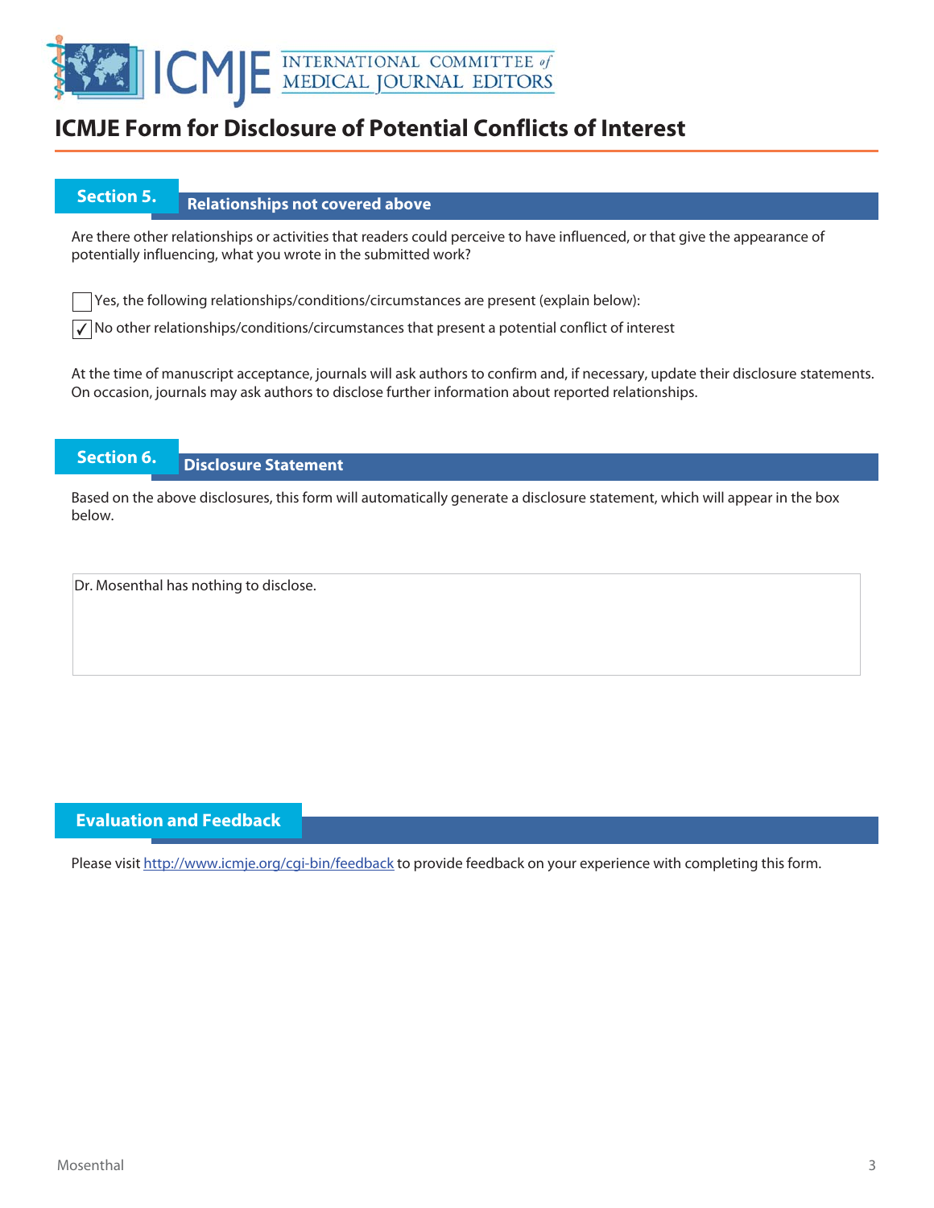# ICMJE Form for Disclosure of Potential Conflicts of Interest

## Section 5. Relationships not covered above

Are there other relationships or activities that readers could perceive to have influenced, or that give the appearance of potentially influencing, what you wrote in the submitted work?

☐ Yes, the following relationships/conditions/circumstances are present (explain below):

☑ No other relationships/conditions/circumstances that present a potential conflict of interest

At the time of manuscript acceptance, journals will ask authors to confirm and, if necessary, update their disclosure statements. On occasion, journals may ask authors to disclose further information about reported relationships.

## Section 6. Disclosure Statement

Based on the above disclosures, this form will automatically generate a disclosure statement, which will appear in the box below.

Dr. Mosenthal has nothing to disclose.

## Evaluation and Feedback

Please visit http://www.icmje.org/cgi-bin/feedback to provide feedback on your experience with completing this form.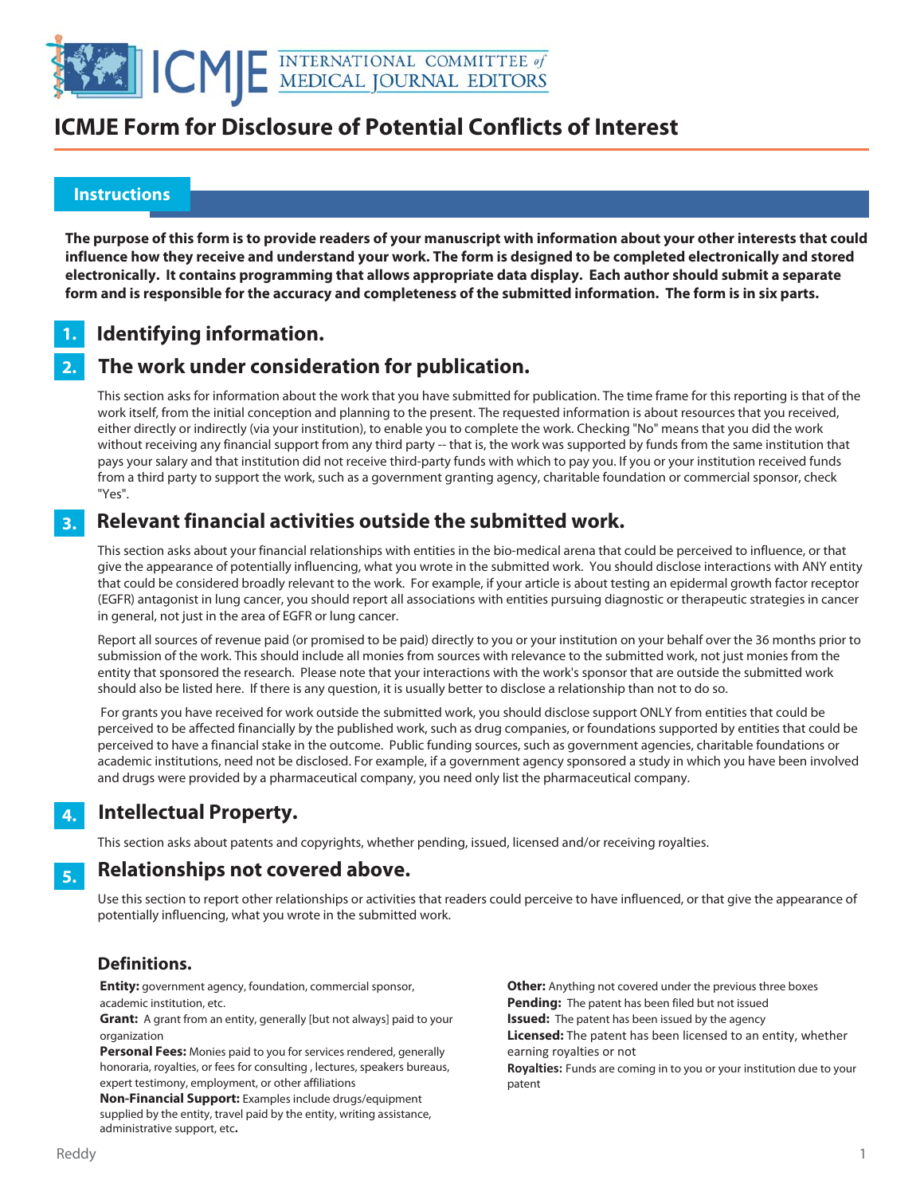# ICMJE Form for Disclosure of Potential Conflicts of Interest

## Instructions

**The purpose of this form is to provide readers of your manuscript with information about your other interests that could influence how they receive and understand your work. The form is designed to be completed electronically and stored electronically. It contains programming that allows appropriate data display. Each author should submit a separate form and is responsible for the accuracy and completeness of the submitted information. The form is in six parts.**

### 1. Identifying information.

### 2. The work under consideration for publication.

This section asks for information about the work that you have submitted for publication. The time frame for this reporting is that of the work itself, from the initial conception and planning to the present. The requested information is about resources that you received, either directly or indirectly (via your institution), to enable you to complete the work. Checking "No" means that you did the work without receiving any financial support from any third party -- that is, the work was supported by funds from the same institution that pays your salary and that institution did not receive third-party funds with which to pay you. If you or your institution received funds from a third party to support the work, such as a government granting agency, charitable foundation or commercial sponsor, check "Yes".

### 3. Relevant financial activities outside the submitted work.

This section asks about your financial relationships with entities in the bio-medical arena that could be perceived to influence, or that give the appearance of potentially influencing, what you wrote in the submitted work. You should disclose interactions with ANY entity that could be considered broadly relevant to the work. For example, if your article is about testing an epidermal growth factor receptor (EGFR) antagonist in lung cancer, you should report all associations with entities pursuing diagnostic or therapeutic strategies in cancer in general, not just in the area of EGFR or lung cancer.

Report all sources of revenue paid (or promised to be paid) directly to you or your institution on your behalf over the 36 months prior to submission of the work. This should include all monies from sources with relevance to the submitted work, not just monies from the entity that sponsored the research. Please note that your interactions with the work's sponsor that are outside the submitted work should also be listed here. If there is any question, it is usually better to disclose a relationship than not to do so.

For grants you have received for work outside the submitted work, you should disclose support ONLY from entities that could be perceived to be affected financially by the published work, such as drug companies, or foundations supported by entities that could be perceived to have a financial stake in the outcome. Public funding sources, such as government agencies, charitable foundations or academic institutions, need not be disclosed. For example, if a government agency sponsored a study in which you have been involved and drugs were provided by a pharmaceutical company, you need only list the pharmaceutical company.

### 4. Intellectual Property.

This section asks about patents and copyrights, whether pending, issued, licensed and/or receiving royalties.

### 5. Relationships not covered above.

Use this section to report other relationships or activities that readers could perceive to have influenced, or that give the appearance of potentially influencing, what you wrote in the submitted work.

### Definitions.

**Entity:** government agency, foundation, commercial sponsor, academic institution, etc.

**Grant:** A grant from an entity, generally [but not always] paid to your organization

**Personal Fees:** Monies paid to you for services rendered, generally honoraria, royalties, or fees for consulting , lectures, speakers bureaus, expert testimony, employment, or other affiliations

**Non-Financial Support:** Examples include drugs/equipment supplied by the entity, travel paid by the entity, writing assistance, administrative support, etc**.**

**Other:** Anything not covered under the previous three boxes

**Pending:** The patent has been filed but not issued

**Issued:** The patent has been issued by the agency

**Licensed:** The patent has been licensed to an entity, whether earning royalties or not

**Royalties:** Funds are coming in to you or your institution due to your patent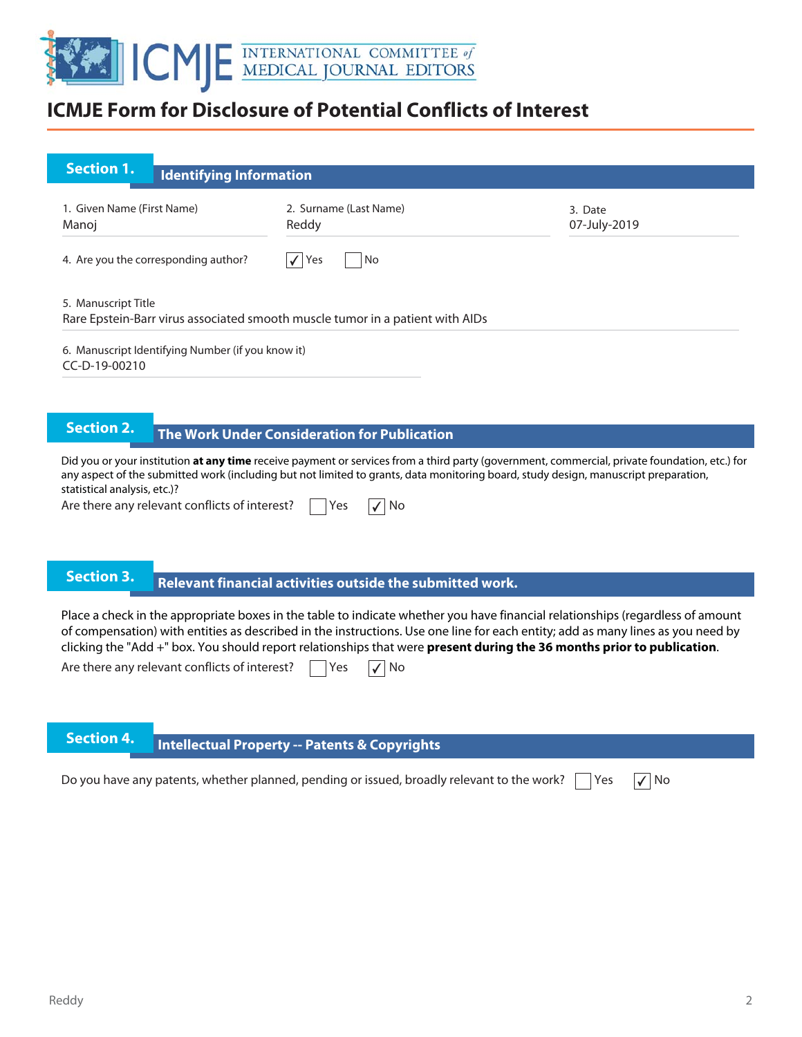# ICMJE Form for Disclosure of Potential Conflicts of Interest

## Section 1. Identifying Information

1. Given Name (First Name)
Manoj

2. Surname (Last Name)
Reddy

3. Date
07-July-2019

4. Are you the corresponding author? ☑ Yes ☐ No

5. Manuscript Title
Rare Epstein-Barr virus associated smooth muscle tumor in a patient with AIDs

6. Manuscript Identifying Number (if you know it)
CC-D-19-00210

## Section 2. The Work Under Consideration for Publication

Did you or your institution **at any time** receive payment or services from a third party (government, commercial, private foundation, etc.) for any aspect of the submitted work (including but not limited to grants, data monitoring board, study design, manuscript preparation, statistical analysis, etc.)?

Are there any relevant conflicts of interest? ☐ Yes ☑ No

## Section 3. Relevant financial activities outside the submitted work.

Place a check in the appropriate boxes in the table to indicate whether you have financial relationships (regardless of amount of compensation) with entities as described in the instructions. Use one line for each entity; add as many lines as you need by clicking the "Add +" box. You should report relationships that were **present during the 36 months prior to publication**.

Are there any relevant conflicts of interest? ☐ Yes ☑ No

## Section 4. Intellectual Property -- Patents & Copyrights

Do you have any patents, whether planned, pending or issued, broadly relevant to the work? ☐ Yes ☑ No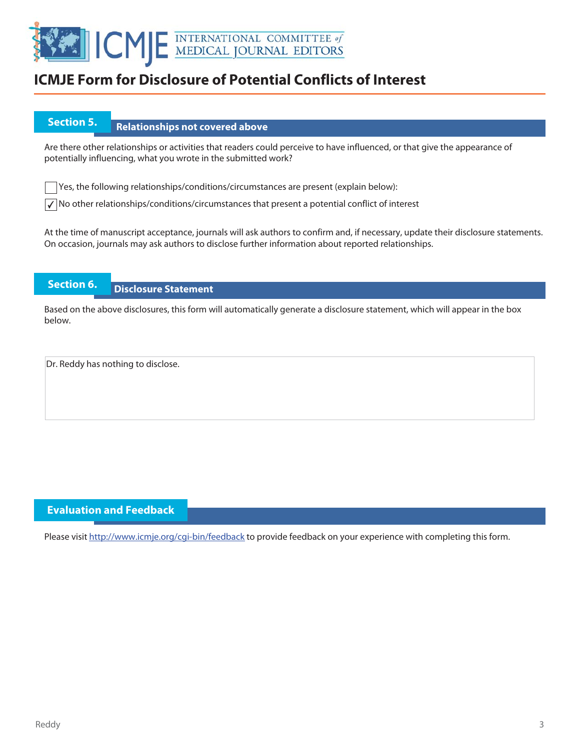# ICMJE Form for Disclosure of Potential Conflicts of Interest

## Section 5. Relationships not covered above

Are there other relationships or activities that readers could perceive to have influenced, or that give the appearance of potentially influencing, what you wrote in the submitted work?

☐ Yes, the following relationships/conditions/circumstances are present (explain below):

☑ No other relationships/conditions/circumstances that present a potential conflict of interest

At the time of manuscript acceptance, journals will ask authors to confirm and, if necessary, update their disclosure statements. On occasion, journals may ask authors to disclose further information about reported relationships.

## Section 6. Disclosure Statement

Based on the above disclosures, this form will automatically generate a disclosure statement, which will appear in the box below.

Dr. Reddy has nothing to disclose.

## Evaluation and Feedback

Please visit http://www.icmje.org/cgi-bin/feedback to provide feedback on your experience with completing this form.